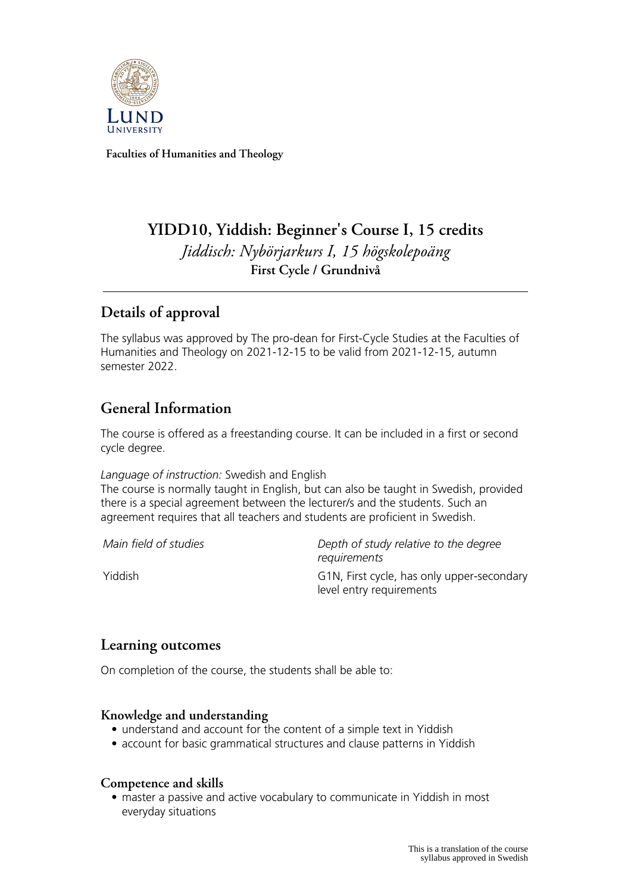Faculties of Humanities and Theology

# YIDD10, Yiddish: Beginner's Course I, 15 credits

*Jiddisch: Nybörjarkurs I, 15 högskolepoäng*

**First Cycle / Grundnivå**

## Details of approval

The syllabus was approved by The pro-dean for First-Cycle Studies at the Faculties of Humanities and Theology on 2021-12-15 to be valid from 2021-12-15, autumn semester 2022.

## General Information

The course is offered as a freestanding course. It can be included in a first or second cycle degree.

*Language of instruction:* Swedish and English
The course is normally taught in English, but can also be taught in Swedish, provided there is a special agreement between the lecturer/s and the students. Such an agreement requires that all teachers and students are proficient in Swedish.

| *Main field of studies* | *Depth of study relative to the degree requirements* |
| --- | --- |
| Yiddish | G1N, First cycle, has only upper-secondary level entry requirements |

## Learning outcomes

On completion of the course, the students shall be able to:

### Knowledge and understanding

- understand and account for the content of a simple text in Yiddish
- account for basic grammatical structures and clause patterns in Yiddish

### Competence and skills

- master a passive and active vocabulary to communicate in Yiddish in most everyday situations

This is a translation of the course syllabus approved in Swedish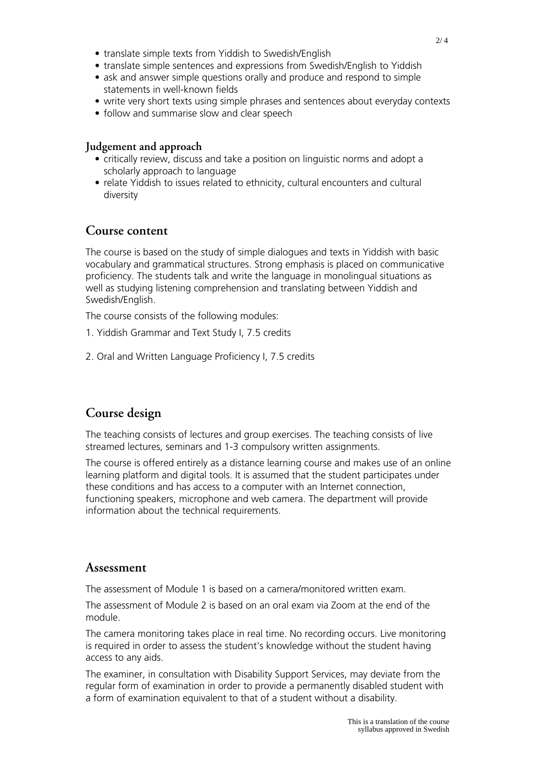- translate simple texts from Yiddish to Swedish/English
- translate simple sentences and expressions from Swedish/English to Yiddish
- ask and answer simple questions orally and produce and respond to simple statements in well-known fields
- write very short texts using simple phrases and sentences about everyday contexts
- follow and summarise slow and clear speech

### Judgement and approach

- critically review, discuss and take a position on linguistic norms and adopt a scholarly approach to language
- relate Yiddish to issues related to ethnicity, cultural encounters and cultural diversity

## Course content

The course is based on the study of simple dialogues and texts in Yiddish with basic vocabulary and grammatical structures. Strong emphasis is placed on communicative proficiency. The students talk and write the language in monolingual situations as well as studying listening comprehension and translating between Yiddish and Swedish/English.

The course consists of the following modules:

1. Yiddish Grammar and Text Study I, 7.5 credits

2. Oral and Written Language Proficiency I, 7.5 credits

## Course design

The teaching consists of lectures and group exercises. The teaching consists of live streamed lectures, seminars and 1-3 compulsory written assignments.

The course is offered entirely as a distance learning course and makes use of an online learning platform and digital tools. It is assumed that the student participates under these conditions and has access to a computer with an Internet connection, functioning speakers, microphone and web camera. The department will provide information about the technical requirements.

## Assessment

The assessment of Module 1 is based on a camera/monitored written exam.

The assessment of Module 2 is based on an oral exam via Zoom at the end of the module.

The camera monitoring takes place in real time. No recording occurs. Live monitoring is required in order to assess the student's knowledge without the student having access to any aids.

The examiner, in consultation with Disability Support Services, may deviate from the regular form of examination in order to provide a permanently disabled student with a form of examination equivalent to that of a student without a disability.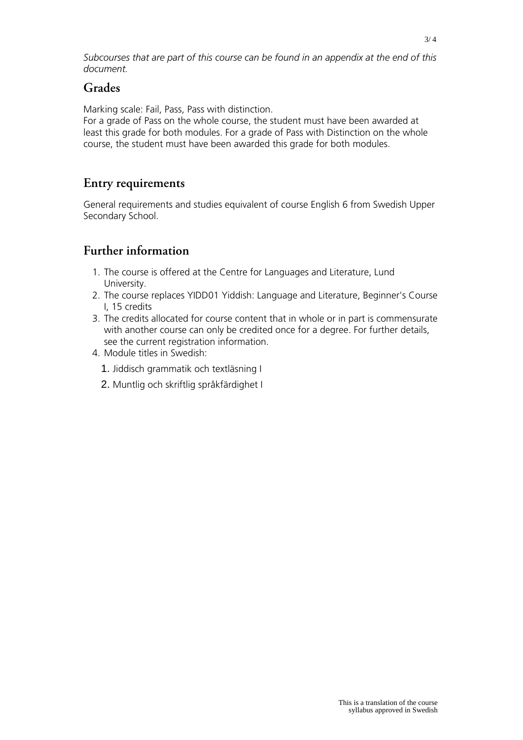*Subcourses that are part of this course can be found in an appendix at the end of this document.*

## Grades

Marking scale: Fail, Pass, Pass with distinction.
For a grade of Pass on the whole course, the student must have been awarded at least this grade for both modules. For a grade of Pass with Distinction on the whole course, the student must have been awarded this grade for both modules.

## Entry requirements

General requirements and studies equivalent of course English 6 from Swedish Upper Secondary School.

## Further information

1. The course is offered at the Centre for Languages and Literature, Lund University.
2. The course replaces YIDD01 Yiddish: Language and Literature, Beginner's Course I, 15 credits
3. The credits allocated for course content that in whole or in part is commensurate with another course can only be credited once for a degree. For further details, see the current registration information.
4. Module titles in Swedish:
   1. Jiddisch grammatik och textläsning I
   2. Muntlig och skriftlig språkfärdighet I

This is a translation of the course syllabus approved in Swedish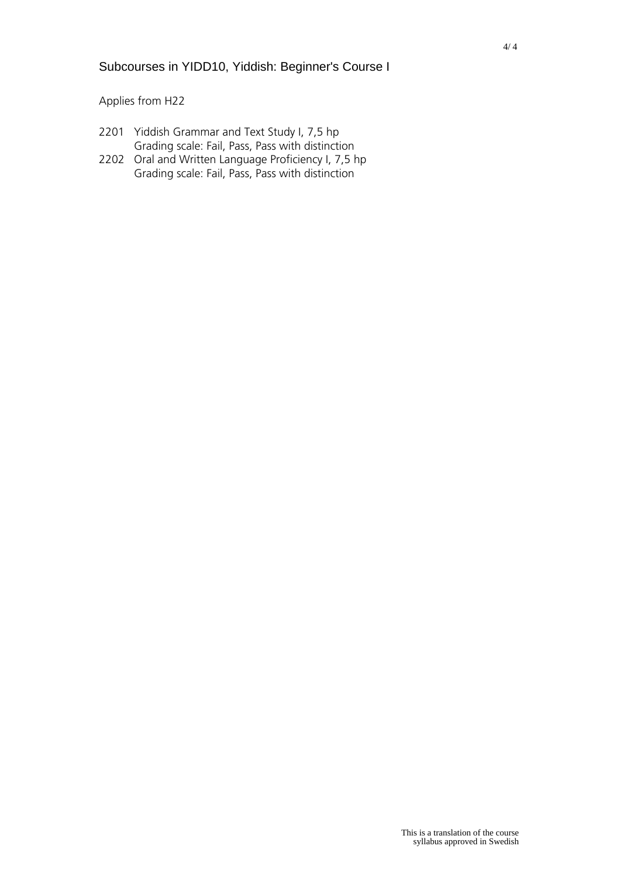## Subcourses in YIDD10, Yiddish: Beginner's Course I

Applies from H22

2201 Yiddish Grammar and Text Study I, 7,5 hp
Grading scale: Fail, Pass, Pass with distinction

2202 Oral and Written Language Proficiency I, 7,5 hp
Grading scale: Fail, Pass, Pass with distinction

This is a translation of the course syllabus approved in Swedish